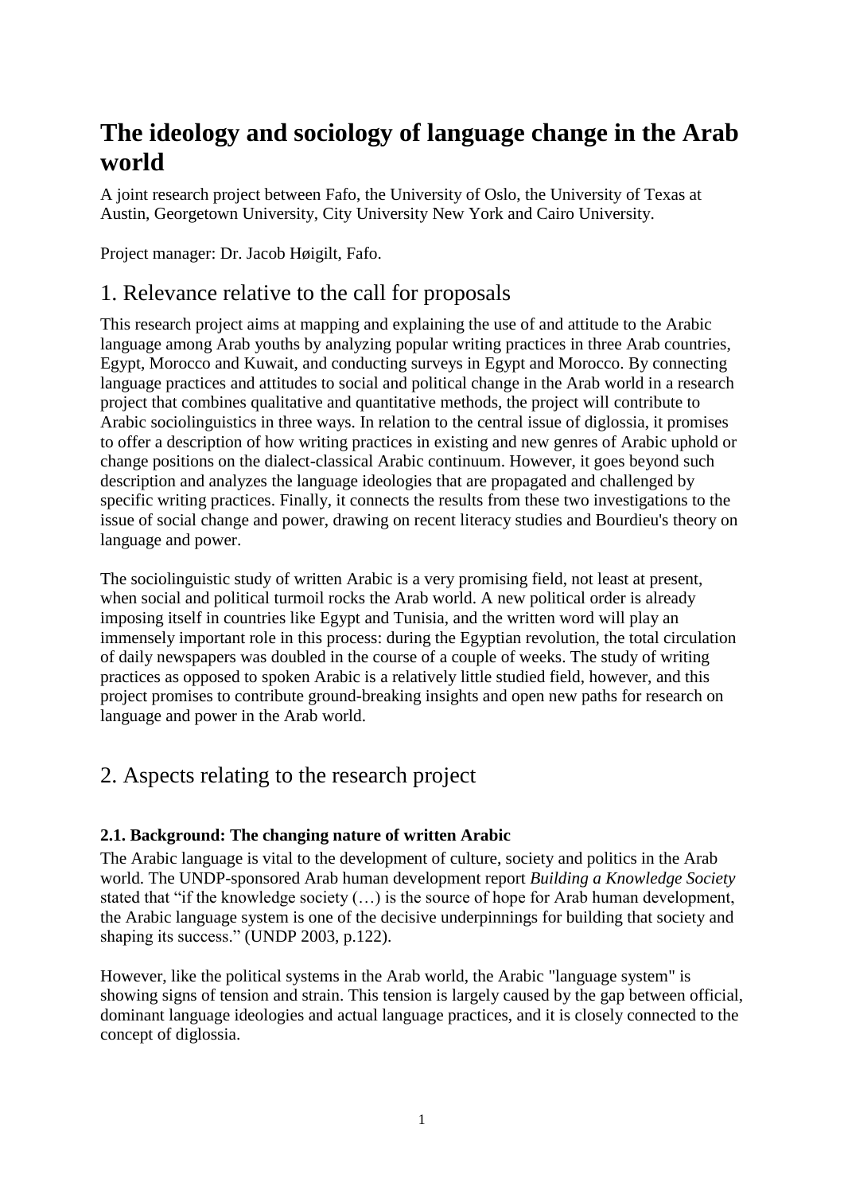# The ideology and sociology of language change in the Arab world

A joint research project between Fafo, the University of Oslo, the University of Texas at Austin, Georgetown University, City University New York and Cairo University.

Project manager: Dr. Jacob Høigilt, Fafo.

## 1. Relevance relative to the call for proposals

This research project aims at mapping and explaining the use of and attitude to the Arabic language among Arab youths by analyzing popular writing practices in three Arab countries, Egypt, Morocco and Kuwait, and conducting surveys in Egypt and Morocco. By connecting language practices and attitudes to social and political change in the Arab world in a research project that combines qualitative and quantitative methods, the project will contribute to Arabic sociolinguistics in three ways. In relation to the central issue of diglossia, it promises to offer a description of how writing practices in existing and new genres of Arabic uphold or change positions on the dialect-classical Arabic continuum. However, it goes beyond such description and analyzes the language ideologies that are propagated and challenged by specific writing practices. Finally, it connects the results from these two investigations to the issue of social change and power, drawing on recent literacy studies and Bourdieu's theory on language and power.

The sociolinguistic study of written Arabic is a very promising field, not least at present, when social and political turmoil rocks the Arab world. A new political order is already imposing itself in countries like Egypt and Tunisia, and the written word will play an immensely important role in this process: during the Egyptian revolution, the total circulation of daily newspapers was doubled in the course of a couple of weeks. The study of writing practices as opposed to spoken Arabic is a relatively little studied field, however, and this project promises to contribute ground-breaking insights and open new paths for research on language and power in the Arab world.

## 2. Aspects relating to the research project

### 2.1. Background: The changing nature of written Arabic

The Arabic language is vital to the development of culture, society and politics in the Arab world. The UNDP-sponsored Arab human development report *Building a Knowledge Society* stated that "if the knowledge society (…) is the source of hope for Arab human development, the Arabic language system is one of the decisive underpinnings for building that society and shaping its success." (UNDP 2003, p.122).

However, like the political systems in the Arab world, the Arabic "language system" is showing signs of tension and strain. This tension is largely caused by the gap between official, dominant language ideologies and actual language practices, and it is closely connected to the concept of diglossia.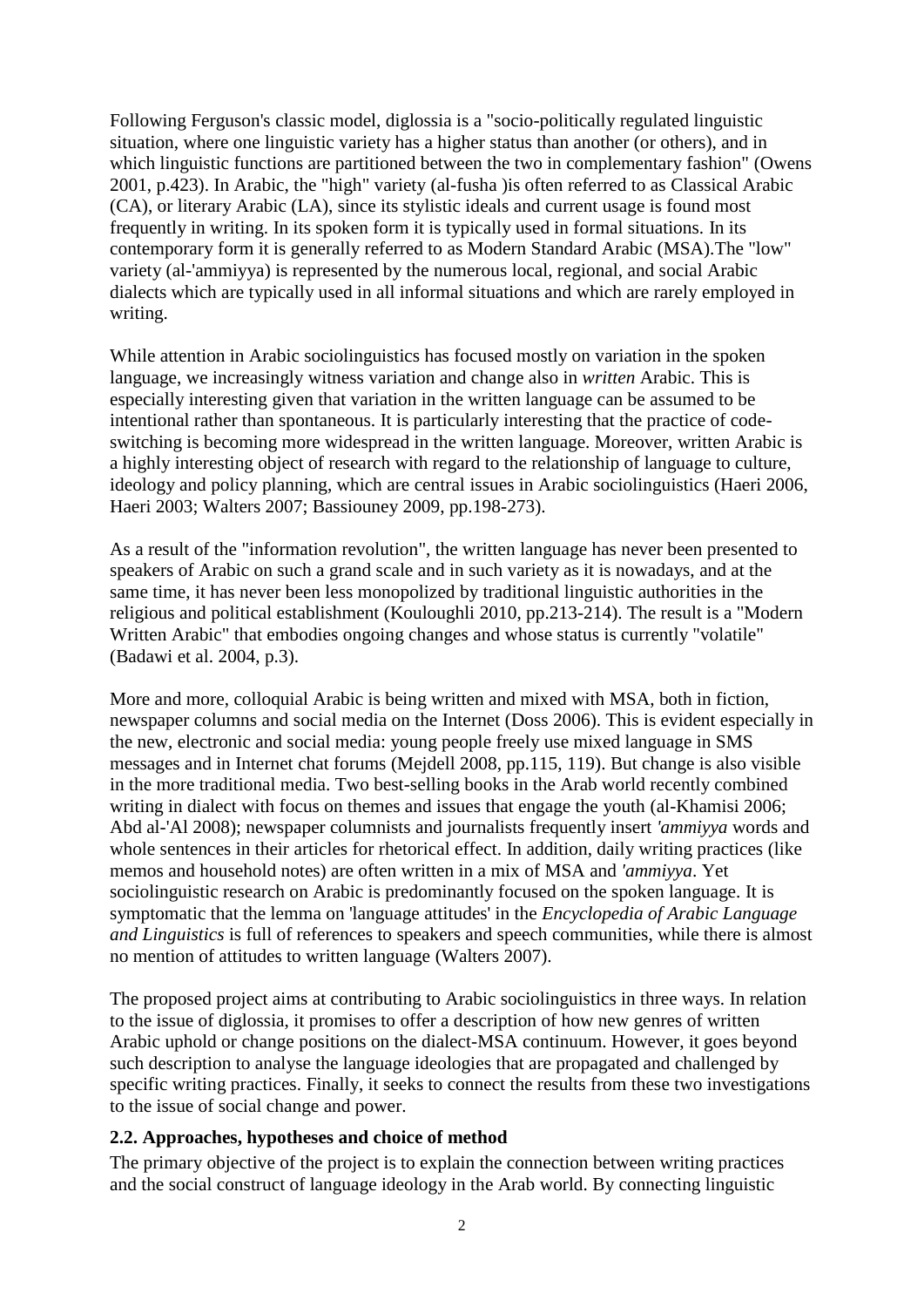Following Ferguson's classic model, diglossia is a "socio-politically regulated linguistic situation, where one linguistic variety has a higher status than another (or others), and in which linguistic functions are partitioned between the two in complementary fashion" (Owens 2001, p.423). In Arabic, the "high" variety (al-fusha )is often referred to as Classical Arabic (CA), or literary Arabic (LA), since its stylistic ideals and current usage is found most frequently in writing. In its spoken form it is typically used in formal situations. In its contemporary form it is generally referred to as Modern Standard Arabic (MSA).The "low" variety (al-'ammiyya) is represented by the numerous local, regional, and social Arabic dialects which are typically used in all informal situations and which are rarely employed in writing.

While attention in Arabic sociolinguistics has focused mostly on variation in the spoken language, we increasingly witness variation and change also in *written* Arabic. This is especially interesting given that variation in the written language can be assumed to be intentional rather than spontaneous. It is particularly interesting that the practice of code-switching is becoming more widespread in the written language. Moreover, written Arabic is a highly interesting object of research with regard to the relationship of language to culture, ideology and policy planning, which are central issues in Arabic sociolinguistics (Haeri 2006, Haeri 2003; Walters 2007; Bassiouney 2009, pp.198-273).

As a result of the "information revolution", the written language has never been presented to speakers of Arabic on such a grand scale and in such variety as it is nowadays, and at the same time, it has never been less monopolized by traditional linguistic authorities in the religious and political establishment (Kouloughli 2010, pp.213-214). The result is a "Modern Written Arabic" that embodies ongoing changes and whose status is currently "volatile" (Badawi et al. 2004, p.3).

More and more, colloquial Arabic is being written and mixed with MSA, both in fiction, newspaper columns and social media on the Internet (Doss 2006). This is evident especially in the new, electronic and social media: young people freely use mixed language in SMS messages and in Internet chat forums (Mejdell 2008, pp.115, 119). But change is also visible in the more traditional media. Two best-selling books in the Arab world recently combined writing in dialect with focus on themes and issues that engage the youth (al-Khamisi 2006; Abd al-'Al 2008); newspaper columnists and journalists frequently insert *'ammiyya* words and whole sentences in their articles for rhetorical effect. In addition, daily writing practices (like memos and household notes) are often written in a mix of MSA and *'ammiyya*. Yet sociolinguistic research on Arabic is predominantly focused on the spoken language. It is symptomatic that the lemma on 'language attitudes' in the *Encyclopedia of Arabic Language and Linguistics* is full of references to speakers and speech communities, while there is almost no mention of attitudes to written language (Walters 2007).

The proposed project aims at contributing to Arabic sociolinguistics in three ways. In relation to the issue of diglossia, it promises to offer a description of how new genres of written Arabic uphold or change positions on the dialect-MSA continuum. However, it goes beyond such description to analyse the language ideologies that are propagated and challenged by specific writing practices. Finally, it seeks to connect the results from these two investigations to the issue of social change and power.

### 2.2. Approaches, hypotheses and choice of method

The primary objective of the project is to explain the connection between writing practices and the social construct of language ideology in the Arab world. By connecting linguistic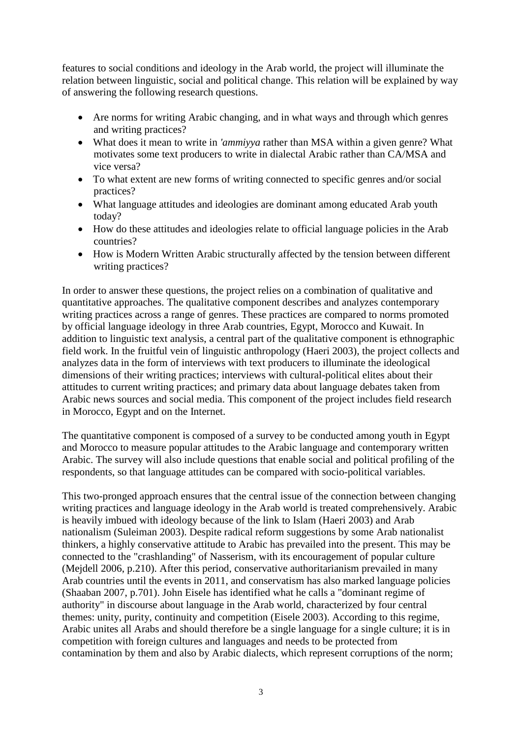features to social conditions and ideology in the Arab world, the project will illuminate the relation between linguistic, social and political change. This relation will be explained by way of answering the following research questions.

- Are norms for writing Arabic changing, and in what ways and through which genres and writing practices?
- What does it mean to write in *'ammiyya* rather than MSA within a given genre? What motivates some text producers to write in dialectal Arabic rather than CA/MSA and vice versa?
- To what extent are new forms of writing connected to specific genres and/or social practices?
- What language attitudes and ideologies are dominant among educated Arab youth today?
- How do these attitudes and ideologies relate to official language policies in the Arab countries?
- How is Modern Written Arabic structurally affected by the tension between different writing practices?

In order to answer these questions, the project relies on a combination of qualitative and quantitative approaches. The qualitative component describes and analyzes contemporary writing practices across a range of genres. These practices are compared to norms promoted by official language ideology in three Arab countries, Egypt, Morocco and Kuwait. In addition to linguistic text analysis, a central part of the qualitative component is ethnographic field work. In the fruitful vein of linguistic anthropology (Haeri 2003), the project collects and analyzes data in the form of interviews with text producers to illuminate the ideological dimensions of their writing practices; interviews with cultural-political elites about their attitudes to current writing practices; and primary data about language debates taken from Arabic news sources and social media. This component of the project includes field research in Morocco, Egypt and on the Internet.

The quantitative component is composed of a survey to be conducted among youth in Egypt and Morocco to measure popular attitudes to the Arabic language and contemporary written Arabic. The survey will also include questions that enable social and political profiling of the respondents, so that language attitudes can be compared with socio-political variables.

This two-pronged approach ensures that the central issue of the connection between changing writing practices and language ideology in the Arab world is treated comprehensively. Arabic is heavily imbued with ideology because of the link to Islam (Haeri 2003) and Arab nationalism (Suleiman 2003). Despite radical reform suggestions by some Arab nationalist thinkers, a highly conservative attitude to Arabic has prevailed into the present. This may be connected to the "crashlanding" of Nasserism, with its encouragement of popular culture (Mejdell 2006, p.210). After this period, conservative authoritarianism prevailed in many Arab countries until the events in 2011, and conservatism has also marked language policies (Shaaban 2007, p.701). John Eisele has identified what he calls a "dominant regime of authority" in discourse about language in the Arab world, characterized by four central themes: unity, purity, continuity and competition (Eisele 2003). According to this regime, Arabic unites all Arabs and should therefore be a single language for a single culture; it is in competition with foreign cultures and languages and needs to be protected from contamination by them and also by Arabic dialects, which represent corruptions of the norm;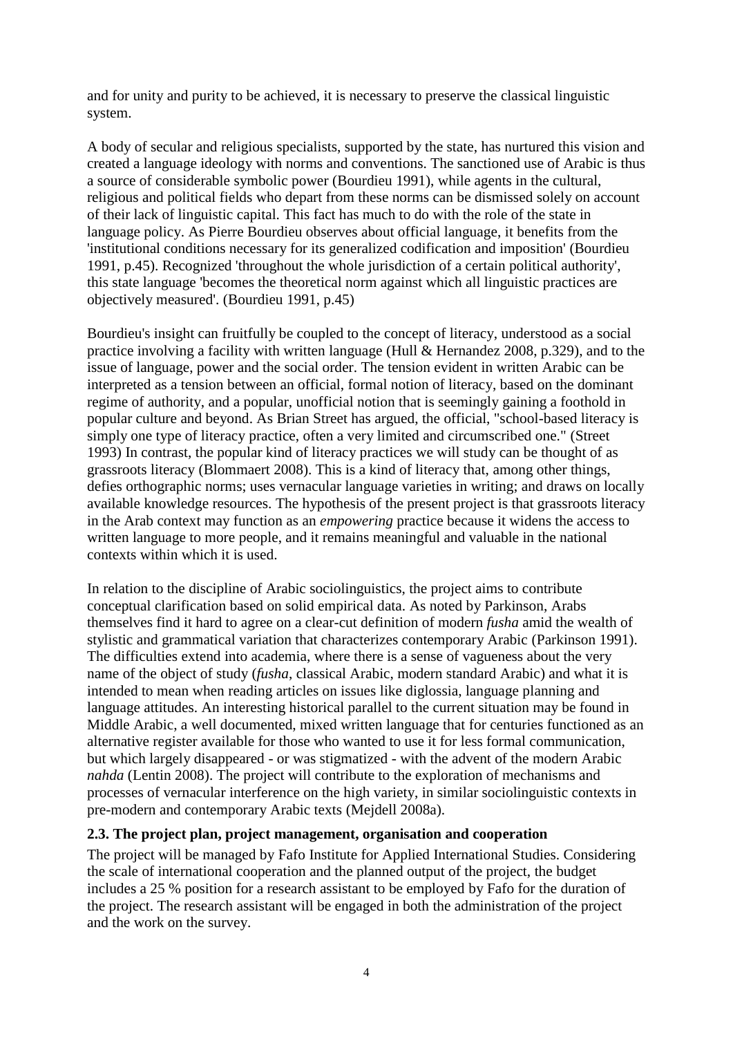and for unity and purity to be achieved, it is necessary to preserve the classical linguistic system.

A body of secular and religious specialists, supported by the state, has nurtured this vision and created a language ideology with norms and conventions. The sanctioned use of Arabic is thus a source of considerable symbolic power (Bourdieu 1991), while agents in the cultural, religious and political fields who depart from these norms can be dismissed solely on account of their lack of linguistic capital. This fact has much to do with the role of the state in language policy. As Pierre Bourdieu observes about official language, it benefits from the 'institutional conditions necessary for its generalized codification and imposition' (Bourdieu 1991, p.45). Recognized 'throughout the whole jurisdiction of a certain political authority', this state language 'becomes the theoretical norm against which all linguistic practices are objectively measured'. (Bourdieu 1991, p.45)

Bourdieu's insight can fruitfully be coupled to the concept of literacy, understood as a social practice involving a facility with written language (Hull & Hernandez 2008, p.329), and to the issue of language, power and the social order. The tension evident in written Arabic can be interpreted as a tension between an official, formal notion of literacy, based on the dominant regime of authority, and a popular, unofficial notion that is seemingly gaining a foothold in popular culture and beyond. As Brian Street has argued, the official, "school-based literacy is simply one type of literacy practice, often a very limited and circumscribed one." (Street 1993) In contrast, the popular kind of literacy practices we will study can be thought of as grassroots literacy (Blommaert 2008). This is a kind of literacy that, among other things, defies orthographic norms; uses vernacular language varieties in writing; and draws on locally available knowledge resources. The hypothesis of the present project is that grassroots literacy in the Arab context may function as an *empowering* practice because it widens the access to written language to more people, and it remains meaningful and valuable in the national contexts within which it is used.

In relation to the discipline of Arabic sociolinguistics, the project aims to contribute conceptual clarification based on solid empirical data. As noted by Parkinson, Arabs themselves find it hard to agree on a clear-cut definition of modern *fusha* amid the wealth of stylistic and grammatical variation that characterizes contemporary Arabic (Parkinson 1991). The difficulties extend into academia, where there is a sense of vagueness about the very name of the object of study (*fusha*, classical Arabic, modern standard Arabic) and what it is intended to mean when reading articles on issues like diglossia, language planning and language attitudes. An interesting historical parallel to the current situation may be found in Middle Arabic, a well documented, mixed written language that for centuries functioned as an alternative register available for those who wanted to use it for less formal communication, but which largely disappeared - or was stigmatized - with the advent of the modern Arabic *nahda* (Lentin 2008). The project will contribute to the exploration of mechanisms and processes of vernacular interference on the high variety, in similar sociolinguistic contexts in pre-modern and contemporary Arabic texts (Mejdell 2008a).

### 2.3. The project plan, project management, organisation and cooperation

The project will be managed by Fafo Institute for Applied International Studies. Considering the scale of international cooperation and the planned output of the project, the budget includes a 25 % position for a research assistant to be employed by Fafo for the duration of the project. The research assistant will be engaged in both the administration of the project and the work on the survey.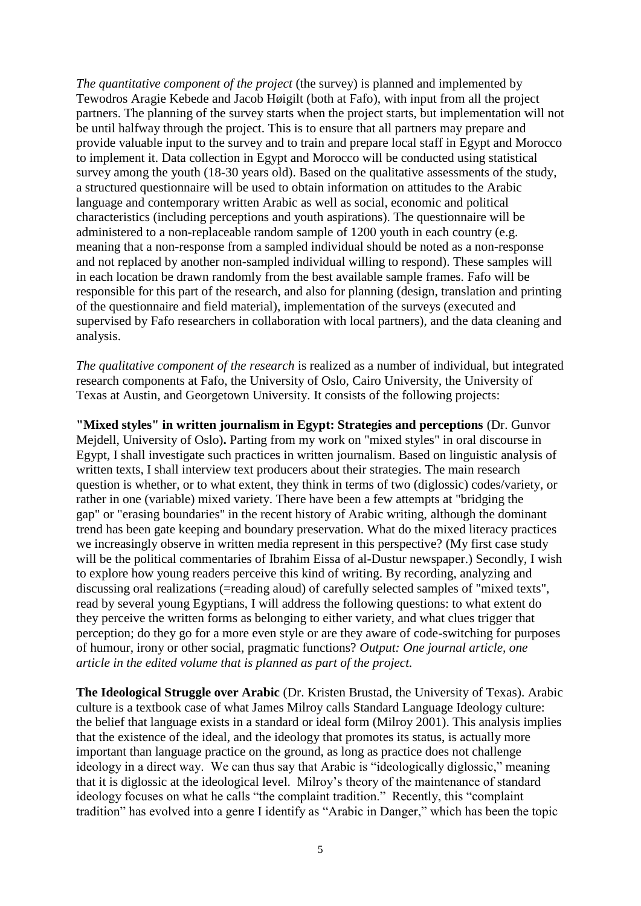*The quantitative component of the project* (the survey) is planned and implemented by Tewodros Aragie Kebede and Jacob Høigilt (both at Fafo), with input from all the project partners. The planning of the survey starts when the project starts, but implementation will not be until halfway through the project. This is to ensure that all partners may prepare and provide valuable input to the survey and to train and prepare local staff in Egypt and Morocco to implement it. Data collection in Egypt and Morocco will be conducted using statistical survey among the youth (18-30 years old). Based on the qualitative assessments of the study, a structured questionnaire will be used to obtain information on attitudes to the Arabic language and contemporary written Arabic as well as social, economic and political characteristics (including perceptions and youth aspirations). The questionnaire will be administered to a non-replaceable random sample of 1200 youth in each country (e.g. meaning that a non-response from a sampled individual should be noted as a non-response and not replaced by another non-sampled individual willing to respond). These samples will in each location be drawn randomly from the best available sample frames. Fafo will be responsible for this part of the research, and also for planning (design, translation and printing of the questionnaire and field material), implementation of the surveys (executed and supervised by Fafo researchers in collaboration with local partners), and the data cleaning and analysis.

*The qualitative component of the research* is realized as a number of individual, but integrated research components at Fafo, the University of Oslo, Cairo University, the University of Texas at Austin, and Georgetown University. It consists of the following projects:

**"Mixed styles" in written journalism in Egypt: Strategies and perceptions** (Dr. Gunvor Mejdell, University of Oslo)**.** Parting from my work on "mixed styles" in oral discourse in Egypt, I shall investigate such practices in written journalism. Based on linguistic analysis of written texts, I shall interview text producers about their strategies. The main research question is whether, or to what extent, they think in terms of two (diglossic) codes/variety, or rather in one (variable) mixed variety. There have been a few attempts at "bridging the gap" or "erasing boundaries" in the recent history of Arabic writing, although the dominant trend has been gate keeping and boundary preservation. What do the mixed literacy practices we increasingly observe in written media represent in this perspective? (My first case study will be the political commentaries of Ibrahim Eissa of al-Dustur newspaper.) Secondly, I wish to explore how young readers perceive this kind of writing. By recording, analyzing and discussing oral realizations (=reading aloud) of carefully selected samples of "mixed texts", read by several young Egyptians, I will address the following questions: to what extent do they perceive the written forms as belonging to either variety, and what clues trigger that perception; do they go for a more even style or are they aware of code-switching for purposes of humour, irony or other social, pragmatic functions? *Output: One journal article, one article in the edited volume that is planned as part of the project.*

**The Ideological Struggle over Arabic** (Dr. Kristen Brustad, the University of Texas). Arabic culture is a textbook case of what James Milroy calls Standard Language Ideology culture: the belief that language exists in a standard or ideal form (Milroy 2001). This analysis implies that the existence of the ideal, and the ideology that promotes its status, is actually more important than language practice on the ground, as long as practice does not challenge ideology in a direct way. We can thus say that Arabic is "ideologically diglossic," meaning that it is diglossic at the ideological level. Milroy's theory of the maintenance of standard ideology focuses on what he calls "the complaint tradition." Recently, this "complaint tradition" has evolved into a genre I identify as "Arabic in Danger," which has been the topic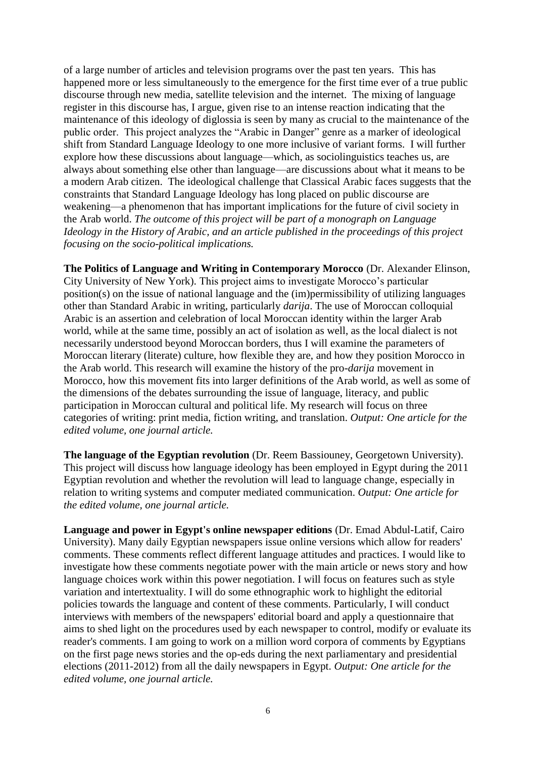of a large number of articles and television programs over the past ten years. This has happened more or less simultaneously to the emergence for the first time ever of a true public discourse through new media, satellite television and the internet. The mixing of language register in this discourse has, I argue, given rise to an intense reaction indicating that the maintenance of this ideology of diglossia is seen by many as crucial to the maintenance of the public order. This project analyzes the "Arabic in Danger" genre as a marker of ideological shift from Standard Language Ideology to one more inclusive of variant forms. I will further explore how these discussions about language—which, as sociolinguistics teaches us, are always about something else other than language—are discussions about what it means to be a modern Arab citizen. The ideological challenge that Classical Arabic faces suggests that the constraints that Standard Language Ideology has long placed on public discourse are weakening—a phenomenon that has important implications for the future of civil society in the Arab world. *The outcome of this project will be part of a monograph on Language Ideology in the History of Arabic, and an article published in the proceedings of this project focusing on the socio-political implications.*

**The Politics of Language and Writing in Contemporary Morocco** (Dr. Alexander Elinson, City University of New York). This project aims to investigate Morocco's particular position(s) on the issue of national language and the (im)permissibility of utilizing languages other than Standard Arabic in writing, particularly *darija*. The use of Moroccan colloquial Arabic is an assertion and celebration of local Moroccan identity within the larger Arab world, while at the same time, possibly an act of isolation as well, as the local dialect is not necessarily understood beyond Moroccan borders, thus I will examine the parameters of Moroccan literary (literate) culture, how flexible they are, and how they position Morocco in the Arab world. This research will examine the history of the pro-*darija* movement in Morocco, how this movement fits into larger definitions of the Arab world, as well as some of the dimensions of the debates surrounding the issue of language, literacy, and public participation in Moroccan cultural and political life. My research will focus on three categories of writing: print media, fiction writing, and translation. *Output: One article for the edited volume, one journal article.*

**The language of the Egyptian revolution** (Dr. Reem Bassiouney, Georgetown University). This project will discuss how language ideology has been employed in Egypt during the 2011 Egyptian revolution and whether the revolution will lead to language change, especially in relation to writing systems and computer mediated communication. *Output: One article for the edited volume, one journal article.*

**Language and power in Egypt's online newspaper editions** (Dr. Emad Abdul-Latif, Cairo University). Many daily Egyptian newspapers issue online versions which allow for readers' comments. These comments reflect different language attitudes and practices. I would like to investigate how these comments negotiate power with the main article or news story and how language choices work within this power negotiation. I will focus on features such as style variation and intertextuality. I will do some ethnographic work to highlight the editorial policies towards the language and content of these comments. Particularly, I will conduct interviews with members of the newspapers' editorial board and apply a questionnaire that aims to shed light on the procedures used by each newspaper to control, modify or evaluate its reader's comments. I am going to work on a million word corpora of comments by Egyptians on the first page news stories and the op-eds during the next parliamentary and presidential elections (2011-2012) from all the daily newspapers in Egypt. *Output: One article for the edited volume, one journal article.*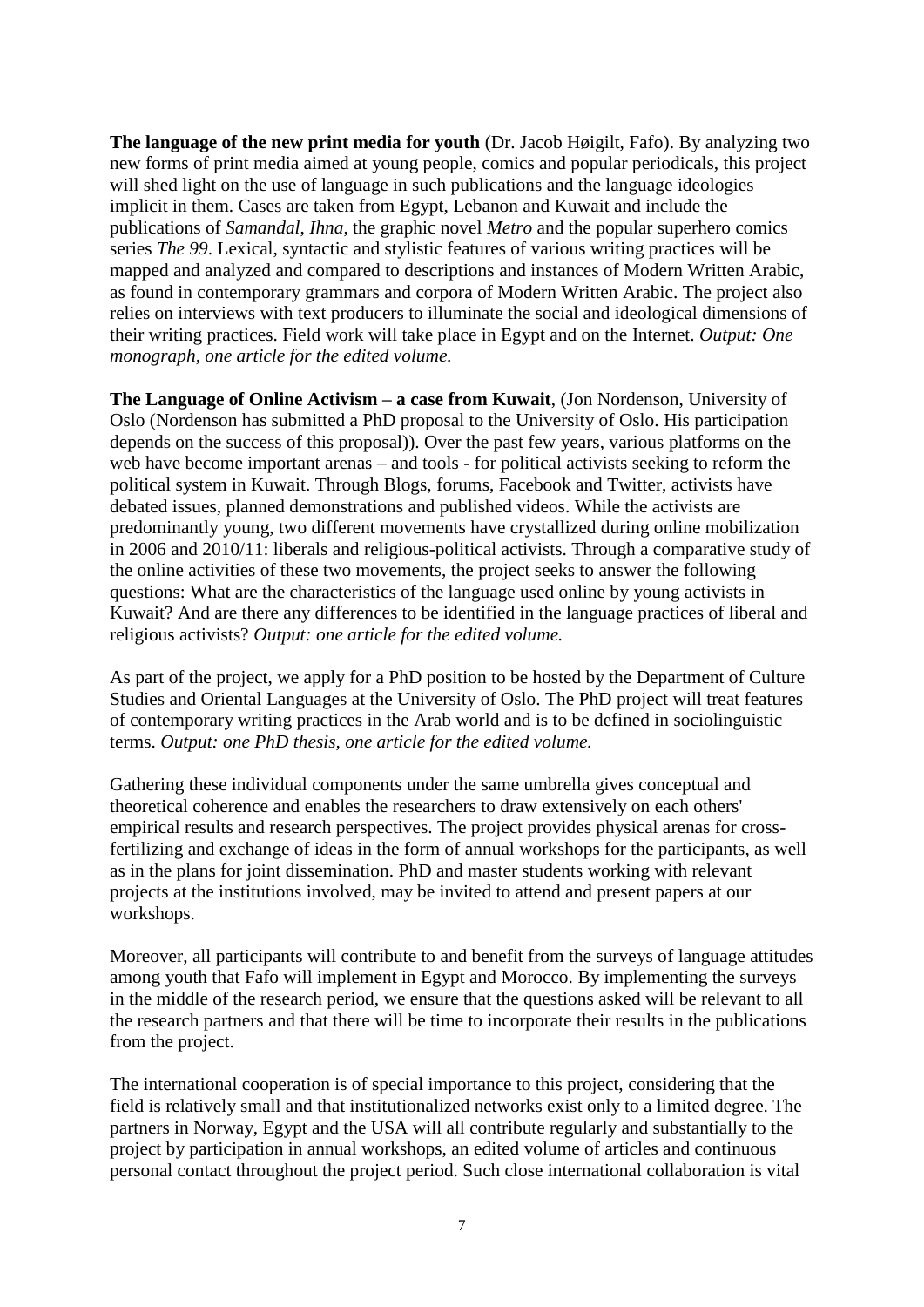**The language of the new print media for youth** (Dr. Jacob Høigilt, Fafo). By analyzing two new forms of print media aimed at young people, comics and popular periodicals, this project will shed light on the use of language in such publications and the language ideologies implicit in them. Cases are taken from Egypt, Lebanon and Kuwait and include the publications of *Samandal*, *Ihna*, the graphic novel *Metro* and the popular superhero comics series *The 99*. Lexical, syntactic and stylistic features of various writing practices will be mapped and analyzed and compared to descriptions and instances of Modern Written Arabic, as found in contemporary grammars and corpora of Modern Written Arabic. The project also relies on interviews with text producers to illuminate the social and ideological dimensions of their writing practices. Field work will take place in Egypt and on the Internet. *Output: One monograph, one article for the edited volume.*

**The Language of Online Activism – a case from Kuwait**, (Jon Nordenson, University of Oslo (Nordenson has submitted a PhD proposal to the University of Oslo. His participation depends on the success of this proposal)). Over the past few years, various platforms on the web have become important arenas – and tools - for political activists seeking to reform the political system in Kuwait. Through Blogs, forums, Facebook and Twitter, activists have debated issues, planned demonstrations and published videos. While the activists are predominantly young, two different movements have crystallized during online mobilization in 2006 and 2010/11: liberals and religious-political activists. Through a comparative study of the online activities of these two movements, the project seeks to answer the following questions: What are the characteristics of the language used online by young activists in Kuwait? And are there any differences to be identified in the language practices of liberal and religious activists? *Output: one article for the edited volume.*

As part of the project, we apply for a PhD position to be hosted by the Department of Culture Studies and Oriental Languages at the University of Oslo. The PhD project will treat features of contemporary writing practices in the Arab world and is to be defined in sociolinguistic terms. *Output: one PhD thesis, one article for the edited volume.*

Gathering these individual components under the same umbrella gives conceptual and theoretical coherence and enables the researchers to draw extensively on each others' empirical results and research perspectives. The project provides physical arenas for cross-fertilizing and exchange of ideas in the form of annual workshops for the participants, as well as in the plans for joint dissemination. PhD and master students working with relevant projects at the institutions involved, may be invited to attend and present papers at our workshops.

Moreover, all participants will contribute to and benefit from the surveys of language attitudes among youth that Fafo will implement in Egypt and Morocco. By implementing the surveys in the middle of the research period, we ensure that the questions asked will be relevant to all the research partners and that there will be time to incorporate their results in the publications from the project.

The international cooperation is of special importance to this project, considering that the field is relatively small and that institutionalized networks exist only to a limited degree. The partners in Norway, Egypt and the USA will all contribute regularly and substantially to the project by participation in annual workshops, an edited volume of articles and continuous personal contact throughout the project period. Such close international collaboration is vital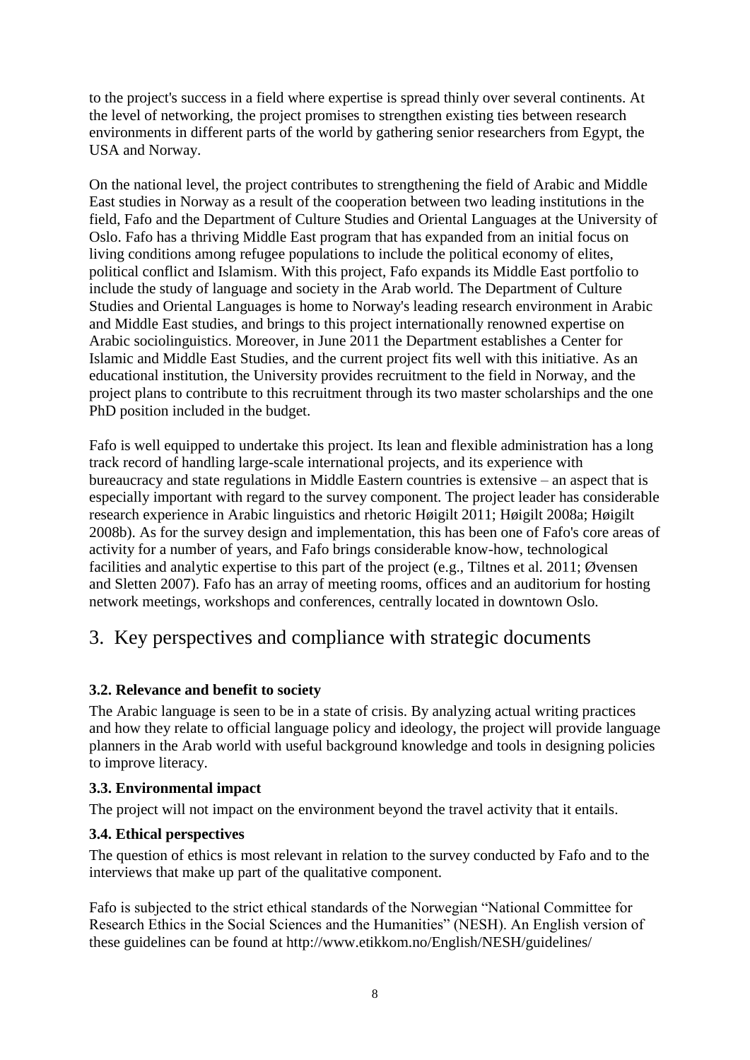to the project's success in a field where expertise is spread thinly over several continents. At the level of networking, the project promises to strengthen existing ties between research environments in different parts of the world by gathering senior researchers from Egypt, the USA and Norway.

On the national level, the project contributes to strengthening the field of Arabic and Middle East studies in Norway as a result of the cooperation between two leading institutions in the field, Fafo and the Department of Culture Studies and Oriental Languages at the University of Oslo. Fafo has a thriving Middle East program that has expanded from an initial focus on living conditions among refugee populations to include the political economy of elites, political conflict and Islamism. With this project, Fafo expands its Middle East portfolio to include the study of language and society in the Arab world. The Department of Culture Studies and Oriental Languages is home to Norway's leading research environment in Arabic and Middle East studies, and brings to this project internationally renowned expertise on Arabic sociolinguistics. Moreover, in June 2011 the Department establishes a Center for Islamic and Middle East Studies, and the current project fits well with this initiative. As an educational institution, the University provides recruitment to the field in Norway, and the project plans to contribute to this recruitment through its two master scholarships and the one PhD position included in the budget.

Fafo is well equipped to undertake this project. Its lean and flexible administration has a long track record of handling large-scale international projects, and its experience with bureaucracy and state regulations in Middle Eastern countries is extensive – an aspect that is especially important with regard to the survey component. The project leader has considerable research experience in Arabic linguistics and rhetoric Høigilt 2011; Høigilt 2008a; Høigilt 2008b). As for the survey design and implementation, this has been one of Fafo's core areas of activity for a number of years, and Fafo brings considerable know-how, technological facilities and analytic expertise to this part of the project (e.g., Tiltnes et al. 2011; Øvensen and Sletten 2007). Fafo has an array of meeting rooms, offices and an auditorium for hosting network meetings, workshops and conferences, centrally located in downtown Oslo.

# 3. Key perspectives and compliance with strategic documents

### 3.2. Relevance and benefit to society

The Arabic language is seen to be in a state of crisis. By analyzing actual writing practices and how they relate to official language policy and ideology, the project will provide language planners in the Arab world with useful background knowledge and tools in designing policies to improve literacy.

### 3.3. Environmental impact

The project will not impact on the environment beyond the travel activity that it entails.

### 3.4. Ethical perspectives

The question of ethics is most relevant in relation to the survey conducted by Fafo and to the interviews that make up part of the qualitative component.

Fafo is subjected to the strict ethical standards of the Norwegian "National Committee for Research Ethics in the Social Sciences and the Humanities" (NESH). An English version of these guidelines can be found at http://www.etikkom.no/English/NESH/guidelines/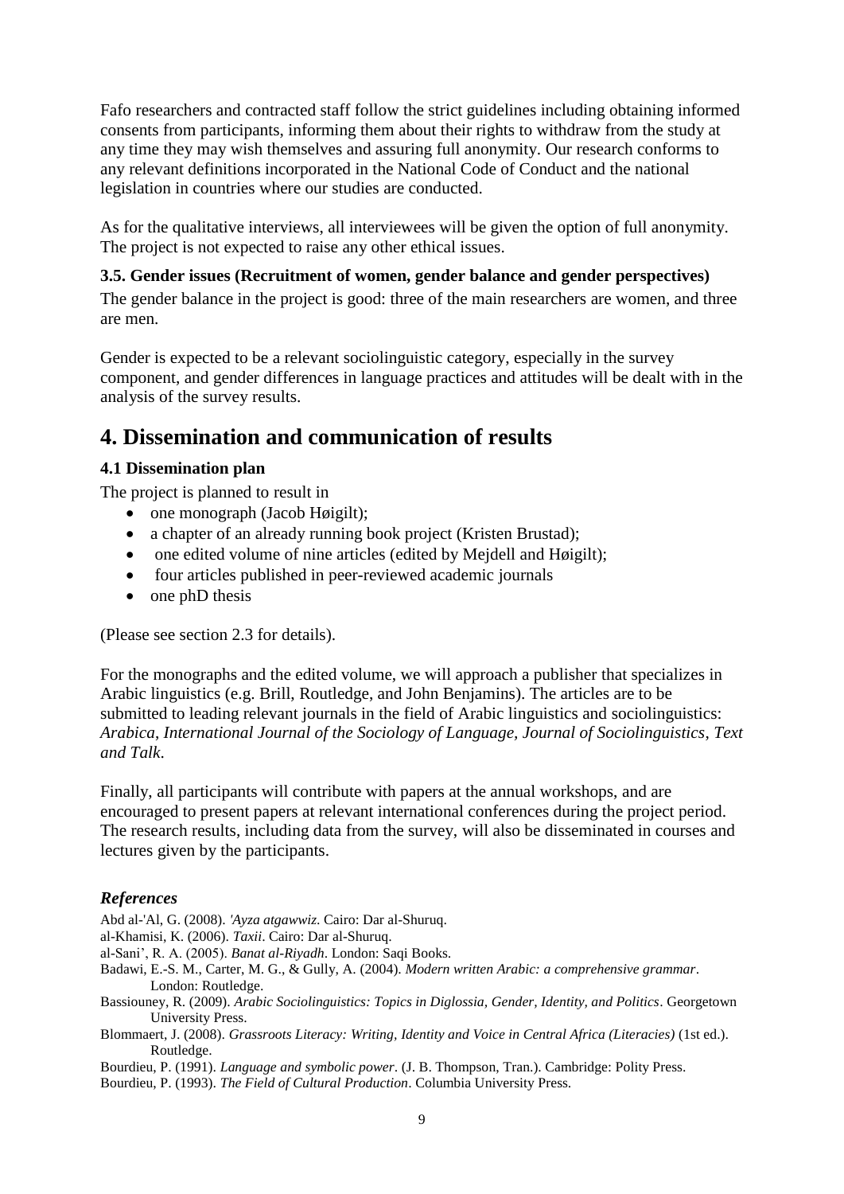Fafo researchers and contracted staff follow the strict guidelines including obtaining informed consents from participants, informing them about their rights to withdraw from the study at any time they may wish themselves and assuring full anonymity. Our research conforms to any relevant definitions incorporated in the National Code of Conduct and the national legislation in countries where our studies are conducted.

As for the qualitative interviews, all interviewees will be given the option of full anonymity. The project is not expected to raise any other ethical issues.

### 3.5. Gender issues (Recruitment of women, gender balance and gender perspectives)

The gender balance in the project is good: three of the main researchers are women, and three are men.

Gender is expected to be a relevant sociolinguistic category, especially in the survey component, and gender differences in language practices and attitudes will be dealt with in the analysis of the survey results.

# 4. Dissemination and communication of results

### 4.1 Dissemination plan

The project is planned to result in

- one monograph (Jacob Høigilt);
- a chapter of an already running book project (Kristen Brustad);
- one edited volume of nine articles (edited by Mejdell and Høigilt);
- four articles published in peer-reviewed academic journals
- one phD thesis

(Please see section 2.3 for details).

For the monographs and the edited volume, we will approach a publisher that specializes in Arabic linguistics (e.g. Brill, Routledge, and John Benjamins). The articles are to be submitted to leading relevant journals in the field of Arabic linguistics and sociolinguistics: *Arabica*, *International Journal of the Sociology of Language, Journal of Sociolinguistics*, *Text and Talk*.

Finally, all participants will contribute with papers at the annual workshops, and are encouraged to present papers at relevant international conferences during the project period. The research results, including data from the survey, will also be disseminated in courses and lectures given by the participants.

### *References*

Abd al-'Al, G. (2008). *'Ayza atgawwiz*. Cairo: Dar al-Shuruq.

al-Khamisi, K. (2006). *Taxii*. Cairo: Dar al-Shuruq.

al-Sani', R. A. (2005). *Banat al-Riyadh*. London: Saqi Books.

Badawi, E.-S. M., Carter, M. G., & Gully, A. (2004). *Modern written Arabic: a comprehensive grammar*. London: Routledge.

Bassiouney, R. (2009). *Arabic Sociolinguistics: Topics in Diglossia, Gender, Identity, and Politics*. Georgetown University Press.

Blommaert, J. (2008). *Grassroots Literacy: Writing, Identity and Voice in Central Africa (Literacies)* (1st ed.). Routledge.

Bourdieu, P. (1991). *Language and symbolic power*. (J. B. Thompson, Tran.). Cambridge: Polity Press.

Bourdieu, P. (1993). *The Field of Cultural Production*. Columbia University Press.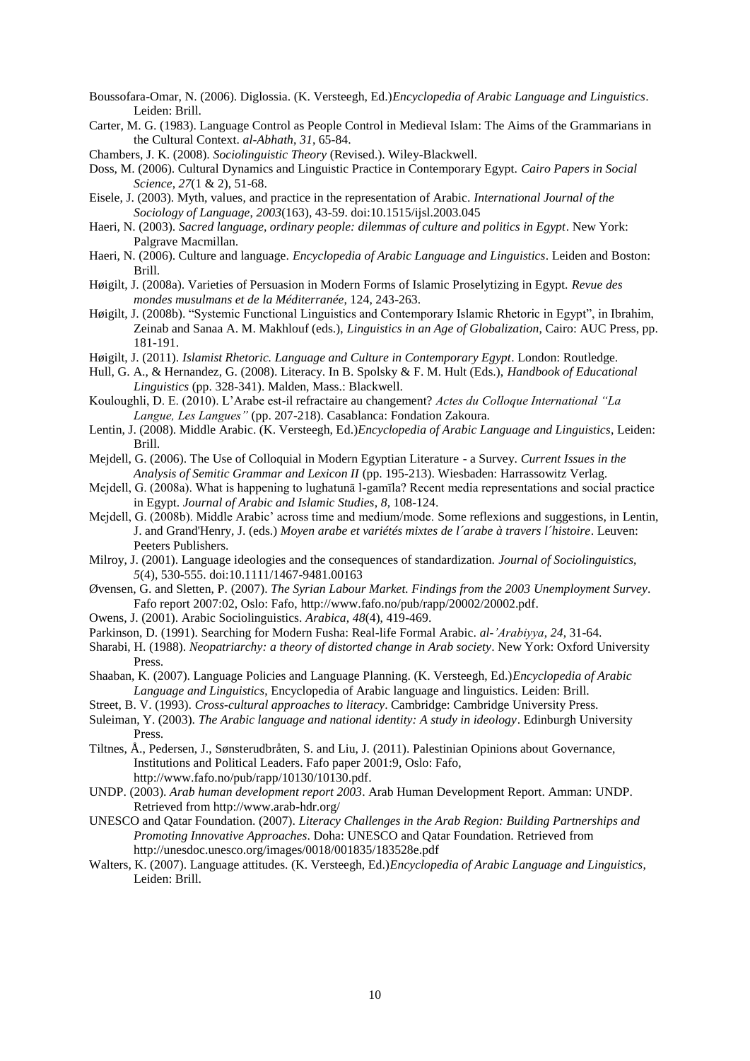Boussofara-Omar, N. (2006). Diglossia. (K. Versteegh, Ed.)*Encyclopedia of Arabic Language and Linguistics*. Leiden: Brill.

Carter, M. G. (1983). Language Control as People Control in Medieval Islam: The Aims of the Grammarians in the Cultural Context. *al-Abhath*, *31*, 65-84.

Chambers, J. K. (2008). *Sociolinguistic Theory* (Revised.). Wiley-Blackwell.

Doss, M. (2006). Cultural Dynamics and Linguistic Practice in Contemporary Egypt. *Cairo Papers in Social Science*, *27*(1 & 2), 51-68.

Eisele, J. (2003). Myth, values, and practice in the representation of Arabic. *International Journal of the Sociology of Language*, *2003*(163), 43-59. doi:10.1515/ijsl.2003.045

Haeri, N. (2003). *Sacred language, ordinary people: dilemmas of culture and politics in Egypt*. New York: Palgrave Macmillan.

Haeri, N. (2006). Culture and language. *Encyclopedia of Arabic Language and Linguistics*. Leiden and Boston: Brill.

Høigilt, J. (2008a). Varieties of Persuasion in Modern Forms of Islamic Proselytizing in Egypt. *Revue des mondes musulmans et de la Méditerranée*, 124, 243-263.

Høigilt, J. (2008b). "Systemic Functional Linguistics and Contemporary Islamic Rhetoric in Egypt", in Ibrahim, Zeinab and Sanaa A. M. Makhlouf (eds.), *Linguistics in an Age of Globalization*, Cairo: AUC Press, pp. 181-191.

Høigilt, J. (2011). *Islamist Rhetoric. Language and Culture in Contemporary Egypt*. London: Routledge.

Hull, G. A., & Hernandez, G. (2008). Literacy. In B. Spolsky & F. M. Hult (Eds.), *Handbook of Educational Linguistics* (pp. 328-341). Malden, Mass.: Blackwell.

Kouloughli, D. E. (2010). L'Arabe est-il refractaire au changement? *Actes du Colloque International "La Langue, Les Langues"* (pp. 207-218). Casablanca: Fondation Zakoura.

Lentin, J. (2008). Middle Arabic. (K. Versteegh, Ed.)*Encyclopedia of Arabic Language and Linguistics*, Leiden: Brill.

Mejdell, G. (2006). The Use of Colloquial in Modern Egyptian Literature - a Survey. *Current Issues in the Analysis of Semitic Grammar and Lexicon II* (pp. 195-213). Wiesbaden: Harrassowitz Verlag.

Mejdell, G. (2008a). What is happening to lughatunā l-gamīla? Recent media representations and social practice in Egypt. *Journal of Arabic and Islamic Studies*, *8*, 108-124.

Mejdell, G. (2008b). Middle Arabic' across time and medium/mode. Some reflexions and suggestions, in Lentin, J. and Grand'Henry, J. (eds.) *Moyen arabe et variétés mixtes de l´arabe à travers l´histoire*. Leuven: Peeters Publishers.

Milroy, J. (2001). Language ideologies and the consequences of standardization. *Journal of Sociolinguistics*, *5*(4), 530-555. doi:10.1111/1467-9481.00163

Øvensen, G. and Sletten, P. (2007). *The Syrian Labour Market. Findings from the 2003 Unemployment Survey*. Fafo report 2007:02, Oslo: Fafo, http://www.fafo.no/pub/rapp/20002/20002.pdf.

Owens, J. (2001). Arabic Sociolinguistics. *Arabica*, *48*(4), 419-469.

Parkinson, D. (1991). Searching for Modern Fusha: Real-life Formal Arabic. *al-'Arabiyya*, *24*, 31-64.

Sharabi, H. (1988). *Neopatriarchy: a theory of distorted change in Arab society*. New York: Oxford University Press.

Shaaban, K. (2007). Language Policies and Language Planning. (K. Versteegh, Ed.)*Encyclopedia of Arabic Language and Linguistics*, Encyclopedia of Arabic language and linguistics. Leiden: Brill.

Street, B. V. (1993). *Cross-cultural approaches to literacy*. Cambridge: Cambridge University Press.

Suleiman, Y. (2003). *The Arabic language and national identity: A study in ideology*. Edinburgh University Press.

Tiltnes, Å., Pedersen, J., Sønsterudbråten, S. and Liu, J. (2011). Palestinian Opinions about Governance, Institutions and Political Leaders. Fafo paper 2001:9, Oslo: Fafo, http://www.fafo.no/pub/rapp/10130/10130.pdf.

UNDP. (2003). *Arab human development report 2003*. Arab Human Development Report. Amman: UNDP. Retrieved from http://www.arab-hdr.org/

UNESCO and Qatar Foundation. (2007). *Literacy Challenges in the Arab Region: Building Partnerships and Promoting Innovative Approaches*. Doha: UNESCO and Qatar Foundation. Retrieved from http://unesdoc.unesco.org/images/0018/001835/183528e.pdf

Walters, K. (2007). Language attitudes. (K. Versteegh, Ed.)*Encyclopedia of Arabic Language and Linguistics*, Leiden: Brill.